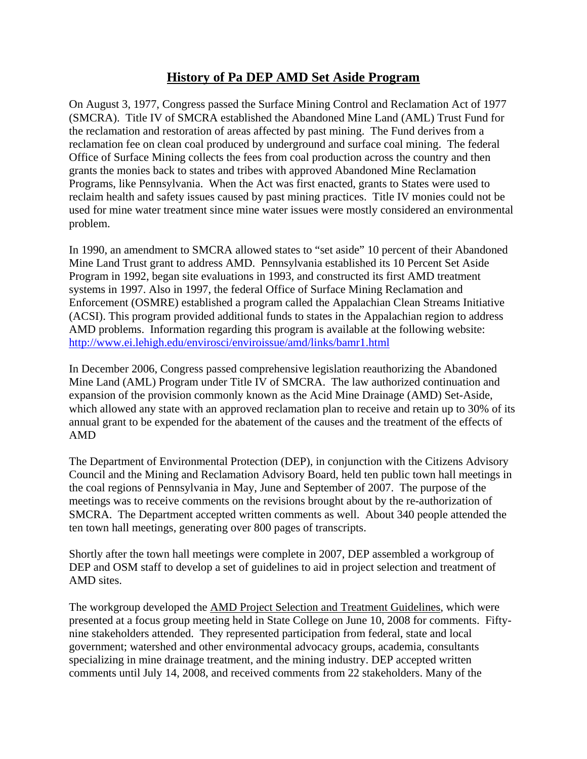# History of Pa DEP AMD Set Aside Program

On August 3, 1977, Congress passed the Surface Mining Control and Reclamation Act of 1977 (SMCRA). Title IV of SMCRA established the Abandoned Mine Land (AML) Trust Fund for the reclamation and restoration of areas affected by past mining. The Fund derives from a reclamation fee on clean coal produced by underground and surface coal mining. The federal Office of Surface Mining collects the fees from coal production across the country and then grants the monies back to states and tribes with approved Abandoned Mine Reclamation Programs, like Pennsylvania. When the Act was first enacted, grants to States were used to reclaim health and safety issues caused by past mining practices. Title IV monies could not be used for mine water treatment since mine water issues were mostly considered an environmental problem.

In 1990, an amendment to SMCRA allowed states to "set aside" 10 percent of their Abandoned Mine Land Trust grant to address AMD. Pennsylvania established its 10 Percent Set Aside Program in 1992, began site evaluations in 1993, and constructed its first AMD treatment systems in 1997. Also in 1997, the federal Office of Surface Mining Reclamation and Enforcement (OSMRE) established a program called the Appalachian Clean Streams Initiative (ACSI). This program provided additional funds to states in the Appalachian region to address AMD problems. Information regarding this program is available at the following website: http://www.ei.lehigh.edu/envirosci/enviroissue/amd/links/bamr1.html

In December 2006, Congress passed comprehensive legislation reauthorizing the Abandoned Mine Land (AML) Program under Title IV of SMCRA. The law authorized continuation and expansion of the provision commonly known as the Acid Mine Drainage (AMD) Set-Aside, which allowed any state with an approved reclamation plan to receive and retain up to 30% of its annual grant to be expended for the abatement of the causes and the treatment of the effects of AMD

The Department of Environmental Protection (DEP), in conjunction with the Citizens Advisory Council and the Mining and Reclamation Advisory Board, held ten public town hall meetings in the coal regions of Pennsylvania in May, June and September of 2007. The purpose of the meetings was to receive comments on the revisions brought about by the re-authorization of SMCRA. The Department accepted written comments as well. About 340 people attended the ten town hall meetings, generating over 800 pages of transcripts.

Shortly after the town hall meetings were complete in 2007, DEP assembled a workgroup of DEP and OSM staff to develop a set of guidelines to aid in project selection and treatment of AMD sites.

The workgroup developed the AMD Project Selection and Treatment Guidelines, which were presented at a focus group meeting held in State College on June 10, 2008 for comments. Fifty-nine stakeholders attended. They represented participation from federal, state and local government; watershed and other environmental advocacy groups, academia, consultants specializing in mine drainage treatment, and the mining industry. DEP accepted written comments until July 14, 2008, and received comments from 22 stakeholders. Many of the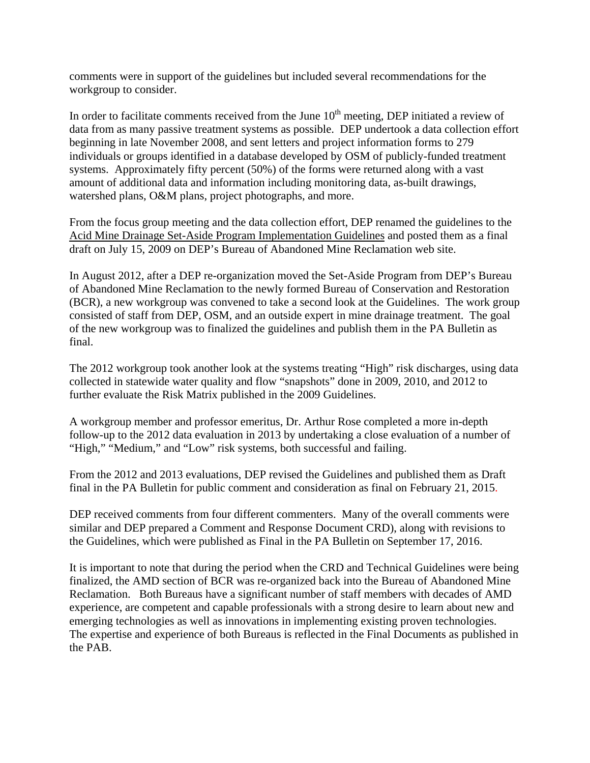comments were in support of the guidelines but included several recommendations for the workgroup to consider.

In order to facilitate comments received from the June 10th meeting, DEP initiated a review of data from as many passive treatment systems as possible. DEP undertook a data collection effort beginning in late November 2008, and sent letters and project information forms to 279 individuals or groups identified in a database developed by OSM of publicly-funded treatment systems. Approximately fifty percent (50%) of the forms were returned along with a vast amount of additional data and information including monitoring data, as-built drawings, watershed plans, O&M plans, project photographs, and more.

From the focus group meeting and the data collection effort, DEP renamed the guidelines to the Acid Mine Drainage Set-Aside Program Implementation Guidelines and posted them as a final draft on July 15, 2009 on DEP's Bureau of Abandoned Mine Reclamation web site.

In August 2012, after a DEP re-organization moved the Set-Aside Program from DEP's Bureau of Abandoned Mine Reclamation to the newly formed Bureau of Conservation and Restoration (BCR), a new workgroup was convened to take a second look at the Guidelines. The work group consisted of staff from DEP, OSM, and an outside expert in mine drainage treatment. The goal of the new workgroup was to finalized the guidelines and publish them in the PA Bulletin as final.

The 2012 workgroup took another look at the systems treating "High" risk discharges, using data collected in statewide water quality and flow "snapshots" done in 2009, 2010, and 2012 to further evaluate the Risk Matrix published in the 2009 Guidelines.

A workgroup member and professor emeritus, Dr. Arthur Rose completed a more in-depth follow-up to the 2012 data evaluation in 2013 by undertaking a close evaluation of a number of "High," "Medium," and "Low" risk systems, both successful and failing.

From the 2012 and 2013 evaluations, DEP revised the Guidelines and published them as Draft final in the PA Bulletin for public comment and consideration as final on February 21, 2015.

DEP received comments from four different commenters. Many of the overall comments were similar and DEP prepared a Comment and Response Document CRD), along with revisions to the Guidelines, which were published as Final in the PA Bulletin on September 17, 2016.

It is important to note that during the period when the CRD and Technical Guidelines were being finalized, the AMD section of BCR was re-organized back into the Bureau of Abandoned Mine Reclamation. Both Bureaus have a significant number of staff members with decades of AMD experience, are competent and capable professionals with a strong desire to learn about new and emerging technologies as well as innovations in implementing existing proven technologies. The expertise and experience of both Bureaus is reflected in the Final Documents as published in the PAB.